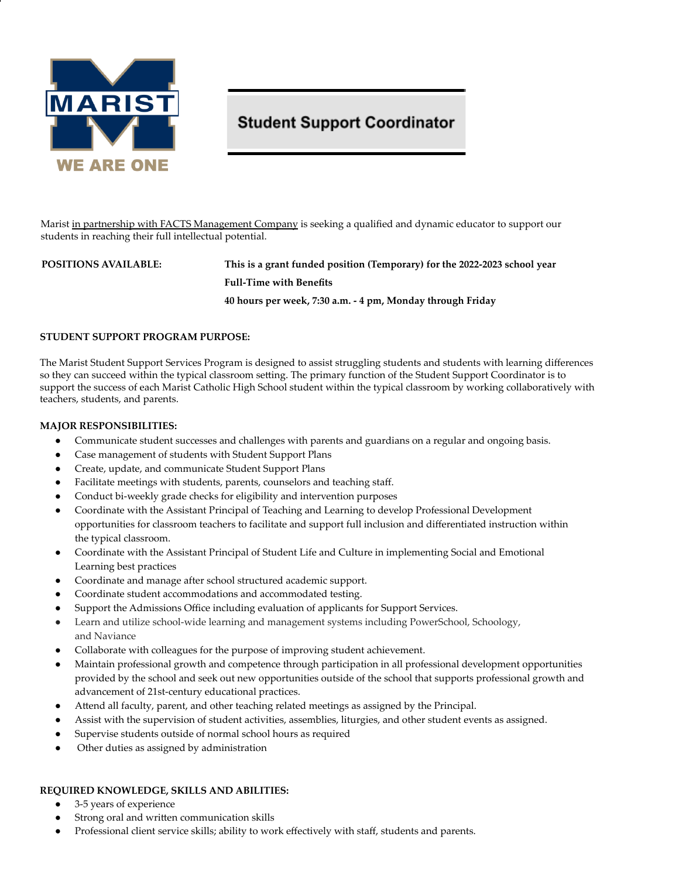MARIST

WE ARE ONE

# Student Support Coordinator

Marist in partnership with FACTS Management Company is seeking a qualified and dynamic educator to support our students in reaching their full intellectual potential.

**POSITIONS AVAILABLE:**

**This is a grant funded position (Temporary) for the 2022-2023 school year**

**Full-Time with Benefits**

**40 hours per week, 7:30 a.m. - 4 pm, Monday through Friday**

**STUDENT SUPPORT PROGRAM PURPOSE:**

The Marist Student Support Services Program is designed to assist struggling students and students with learning differences so they can succeed within the typical classroom setting. The primary function of the Student Support Coordinator is to support the success of each Marist Catholic High School student within the typical classroom by working collaboratively with teachers, students, and parents.

**MAJOR RESPONSIBILITIES:**

- Communicate student successes and challenges with parents and guardians on a regular and ongoing basis.
- Case management of students with Student Support Plans
- Create, update, and communicate Student Support Plans
- Facilitate meetings with students, parents, counselors and teaching staff.
- Conduct bi-weekly grade checks for eligibility and intervention purposes
- Coordinate with the Assistant Principal of Teaching and Learning to develop Professional Development opportunities for classroom teachers to facilitate and support full inclusion and differentiated instruction within the typical classroom.
- Coordinate with the Assistant Principal of Student Life and Culture in implementing Social and Emotional Learning best practices
- Coordinate and manage after school structured academic support.
- Coordinate student accommodations and accommodated testing.
- Support the Admissions Office including evaluation of applicants for Support Services.
- Learn and utilize school-wide learning and management systems including PowerSchool, Schoology, and Naviance
- Collaborate with colleagues for the purpose of improving student achievement.
- Maintain professional growth and competence through participation in all professional development opportunities provided by the school and seek out new opportunities outside of the school that supports professional growth and advancement of 21st-century educational practices.
- Attend all faculty, parent, and other teaching related meetings as assigned by the Principal.
- Assist with the supervision of student activities, assemblies, liturgies, and other student events as assigned.
- Supervise students outside of normal school hours as required
- Other duties as assigned by administration

**REQUIRED KNOWLEDGE, SKILLS AND ABILITIES:**

- 3-5 years of experience
- Strong oral and written communication skills
- Professional client service skills; ability to work effectively with staff, students and parents.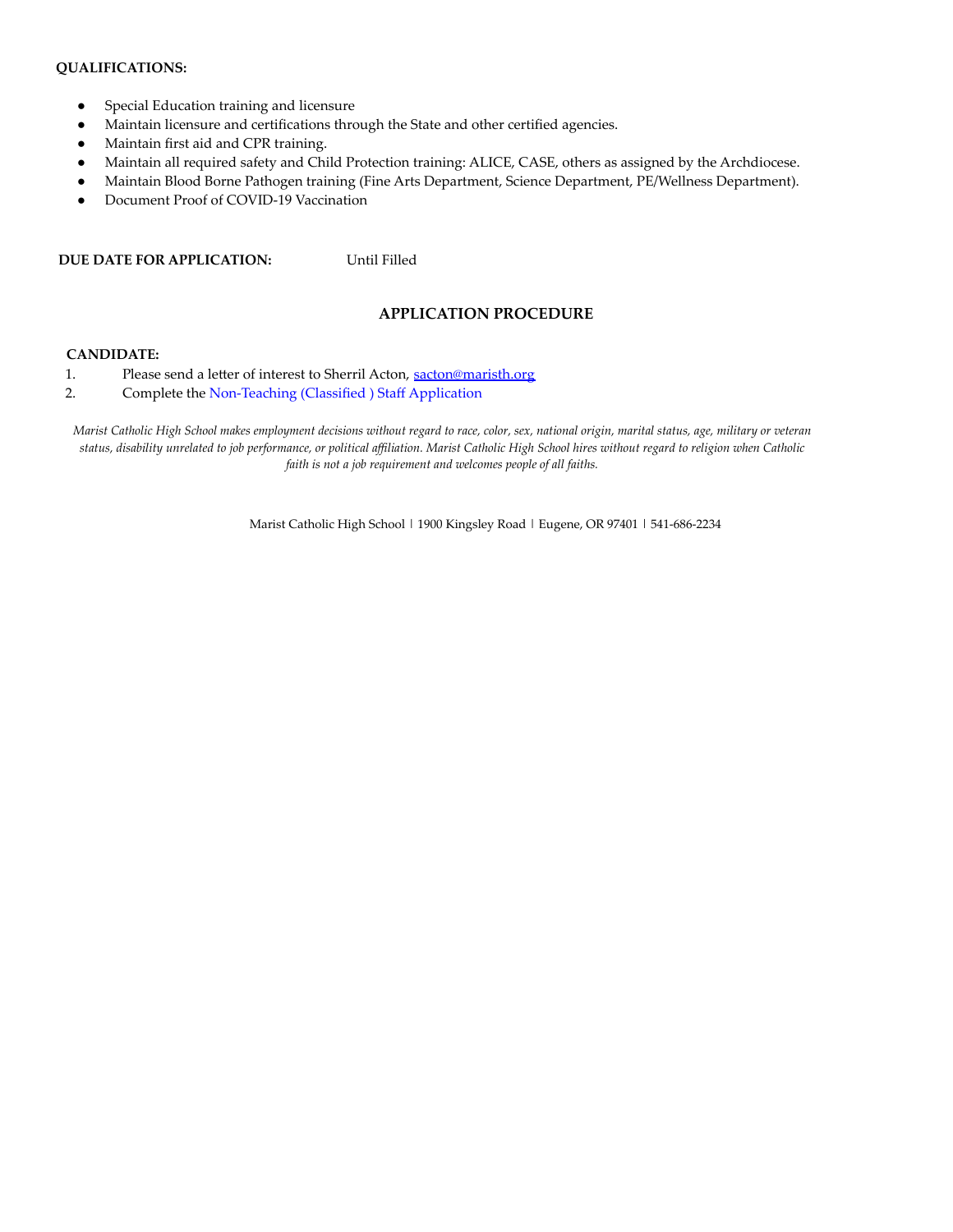**QUALIFICATIONS:**

- Special Education training and licensure
- Maintain licensure and certifications through the State and other certified agencies.
- Maintain first aid and CPR training.
- Maintain all required safety and Child Protection training: ALICE, CASE, others as assigned by the Archdiocese.
- Maintain Blood Borne Pathogen training (Fine Arts Department, Science Department, PE/Wellness Department).
- Document Proof of COVID-19 Vaccination

**DUE DATE FOR APPLICATION:** Until Filled

## APPLICATION PROCEDURE

**CANDIDATE:**

1. Please send a letter of interest to Sherril Acton, sacton@maristh.org
2. Complete the Non-Teaching (Classified ) Staff Application

*Marist Catholic High School makes employment decisions without regard to race, color, sex, national origin, marital status, age, military or veteran status, disability unrelated to job performance, or political affiliation. Marist Catholic High School hires without regard to religion when Catholic faith is not a job requirement and welcomes people of all faiths.*

Marist Catholic High School | 1900 Kingsley Road | Eugene, OR 97401 | 541-686-2234